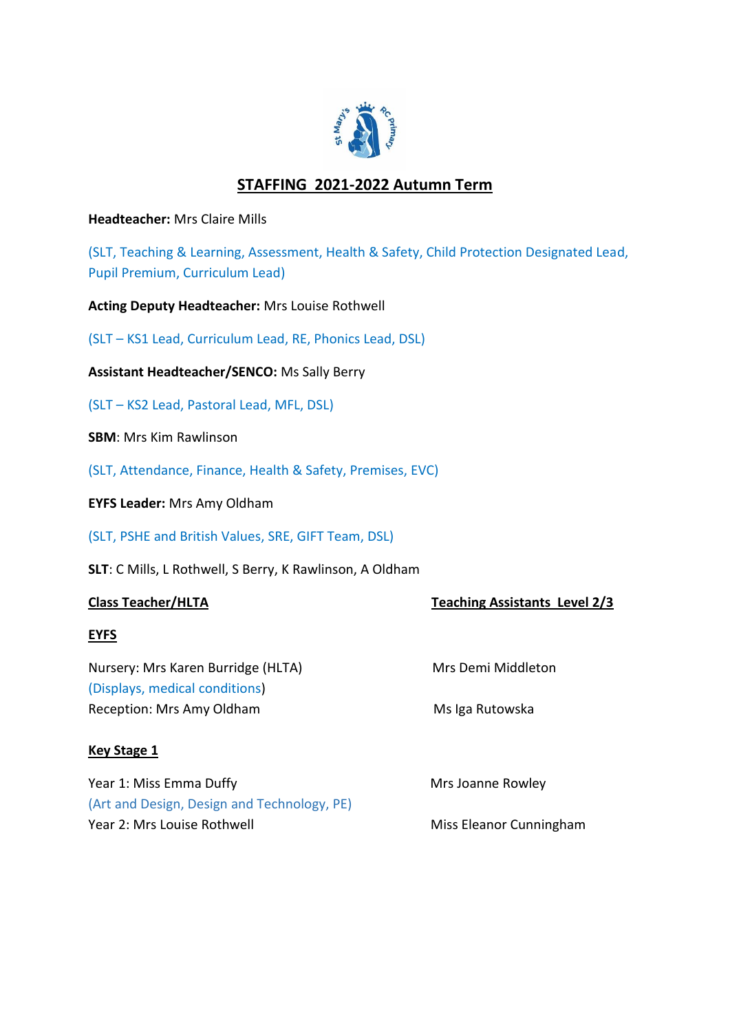# STAFFING 2021-2022 Autumn Term

**Headteacher:** Mrs Claire Mills

(SLT, Teaching & Learning, Assessment, Health & Safety, Child Protection Designated Lead, Pupil Premium, Curriculum Lead)

**Acting Deputy Headteacher:** Mrs Louise Rothwell

(SLT – KS1 Lead, Curriculum Lead, RE, Phonics Lead, DSL)

**Assistant Headteacher/SENCO:** Ms Sally Berry

(SLT – KS2 Lead, Pastoral Lead, MFL, DSL)

**SBM**: Mrs Kim Rawlinson

(SLT, Attendance, Finance, Health & Safety, Premises, EVC)

**EYFS Leader:** Mrs Amy Oldham

(SLT, PSHE and British Values, SRE, GIFT Team, DSL)

**SLT**: C Mills, L Rothwell, S Berry, K Rawlinson, A Oldham

| Class Teacher/HLTA | Teaching Assistants Level 2/3 |
|---|---|
| **EYFS** | |
| Nursery: Mrs Karen Burridge (HLTA) (Displays, medical conditions) | Mrs Demi Middleton |
| Reception: Mrs Amy Oldham | Ms Iga Rutowska |
| **Key Stage 1** | |
| Year 1: Miss Emma Duffy (Art and Design, Design and Technology, PE) | Mrs Joanne Rowley |
| Year 2: Mrs Louise Rothwell | Miss Eleanor Cunningham |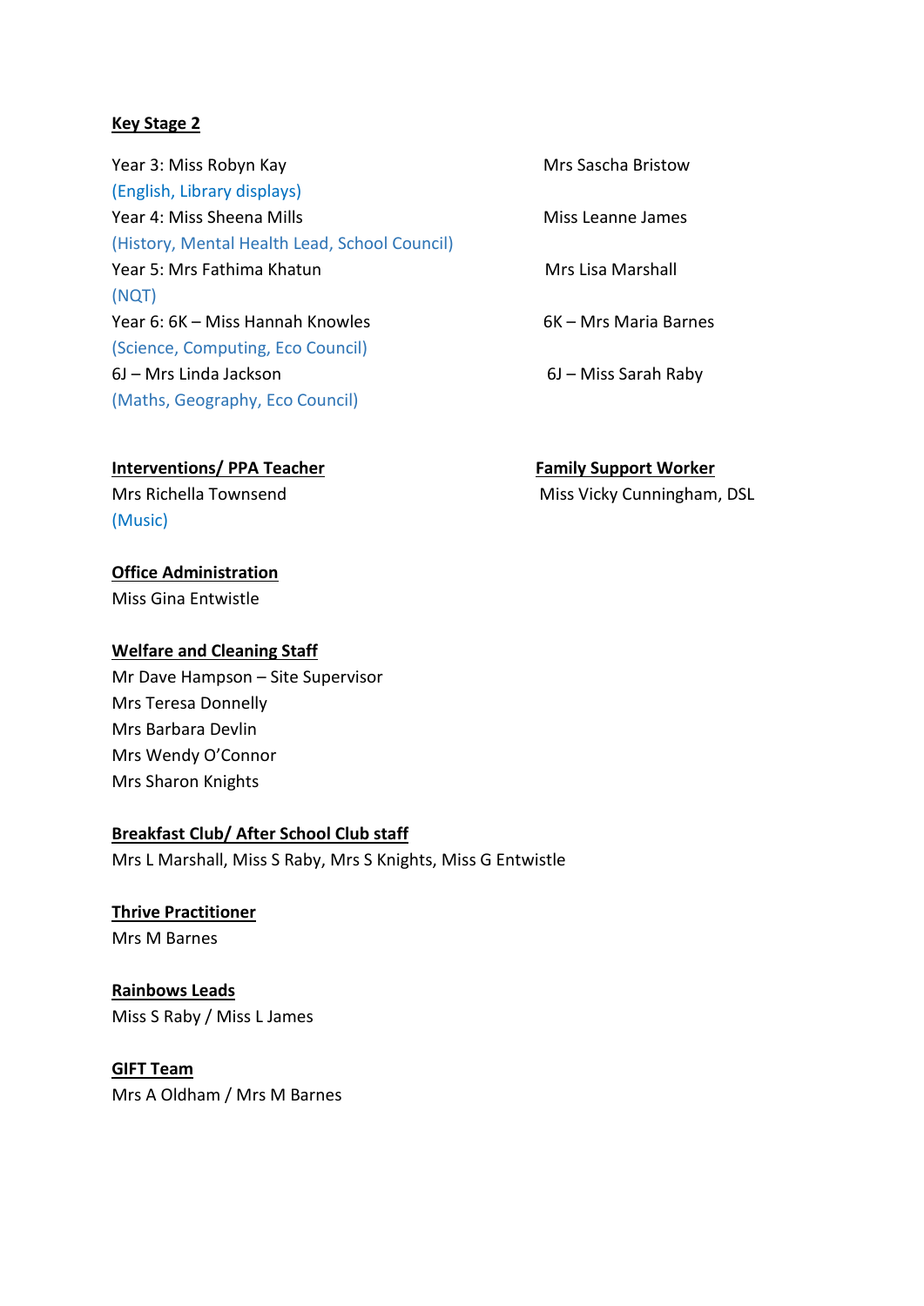**Key Stage 2**

Year 3: Miss Robyn Kay — Mrs Sascha Bristow
(English, Library displays)

Year 4: Miss Sheena Mills — Miss Leanne James
(History, Mental Health Lead, School Council)

Year 5: Mrs Fathima Khatun — Mrs Lisa Marshall
(NQT)

Year 6: 6K – Miss Hannah Knowles — 6K – Mrs Maria Barnes
(Science, Computing, Eco Council)

6J – Mrs Linda Jackson — 6J – Miss Sarah Raby
(Maths, Geography, Eco Council)

**Interventions/ PPA Teacher**

Mrs Richella Townsend
(Music)

**Family Support Worker**

Miss Vicky Cunningham, DSL

**Office Administration**

Miss Gina Entwistle

**Welfare and Cleaning Staff**

Mr Dave Hampson – Site Supervisor
Mrs Teresa Donnelly
Mrs Barbara Devlin
Mrs Wendy O'Connor
Mrs Sharon Knights

**Breakfast Club/ After School Club staff**

Mrs L Marshall, Miss S Raby, Mrs S Knights, Miss G Entwistle

**Thrive Practitioner**

Mrs M Barnes

**Rainbows Leads**

Miss S Raby / Miss L James

**GIFT Team**

Mrs A Oldham / Mrs M Barnes